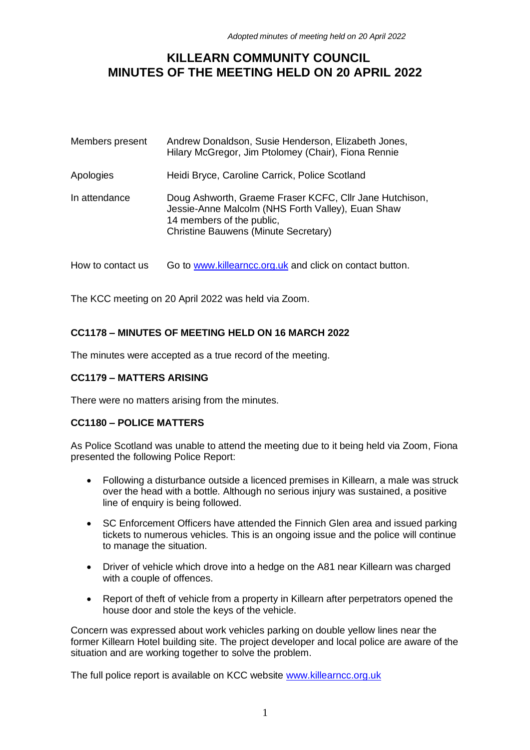*Adopted minutes of meeting held on 20 April 2022*

# KILLEARN COMMUNITY COUNCIL
# MINUTES OF THE MEETING HELD ON 20 APRIL 2022

| | |
|---|---|
| Members present | Andrew Donaldson, Susie Henderson, Elizabeth Jones, Hilary McGregor, Jim Ptolomey (Chair), Fiona Rennie |
| Apologies | Heidi Bryce, Caroline Carrick, Police Scotland |
| In attendance | Doug Ashworth, Graeme Fraser KCFC, Cllr Jane Hutchison, Jessie-Anne Malcolm (NHS Forth Valley), Euan Shaw<br>14 members of the public,<br>Christine Bauwens (Minute Secretary) |
| How to contact us | Go to [www.killearncc.org.uk](http://www.killearncc.org.uk) and click on contact button. |

The KCC meeting on 20 April 2022 was held via Zoom.

**CC1178 – MINUTES OF MEETING HELD ON 16 MARCH 2022**

The minutes were accepted as a true record of the meeting.

**CC1179 – MATTERS ARISING**

There were no matters arising from the minutes.

**CC1180 – POLICE MATTERS**

As Police Scotland was unable to attend the meeting due to it being held via Zoom, Fiona presented the following Police Report:

- Following a disturbance outside a licenced premises in Killearn, a male was struck over the head with a bottle. Although no serious injury was sustained, a positive line of enquiry is being followed.
- SC Enforcement Officers have attended the Finnich Glen area and issued parking tickets to numerous vehicles. This is an ongoing issue and the police will continue to manage the situation.
- Driver of vehicle which drove into a hedge on the A81 near Killearn was charged with a couple of offences.
- Report of theft of vehicle from a property in Killearn after perpetrators opened the house door and stole the keys of the vehicle.

Concern was expressed about work vehicles parking on double yellow lines near the former Killearn Hotel building site. The project developer and local police are aware of the situation and are working together to solve the problem.

The full police report is available on KCC website [www.killearncc.org.uk](http://www.killearncc.org.uk)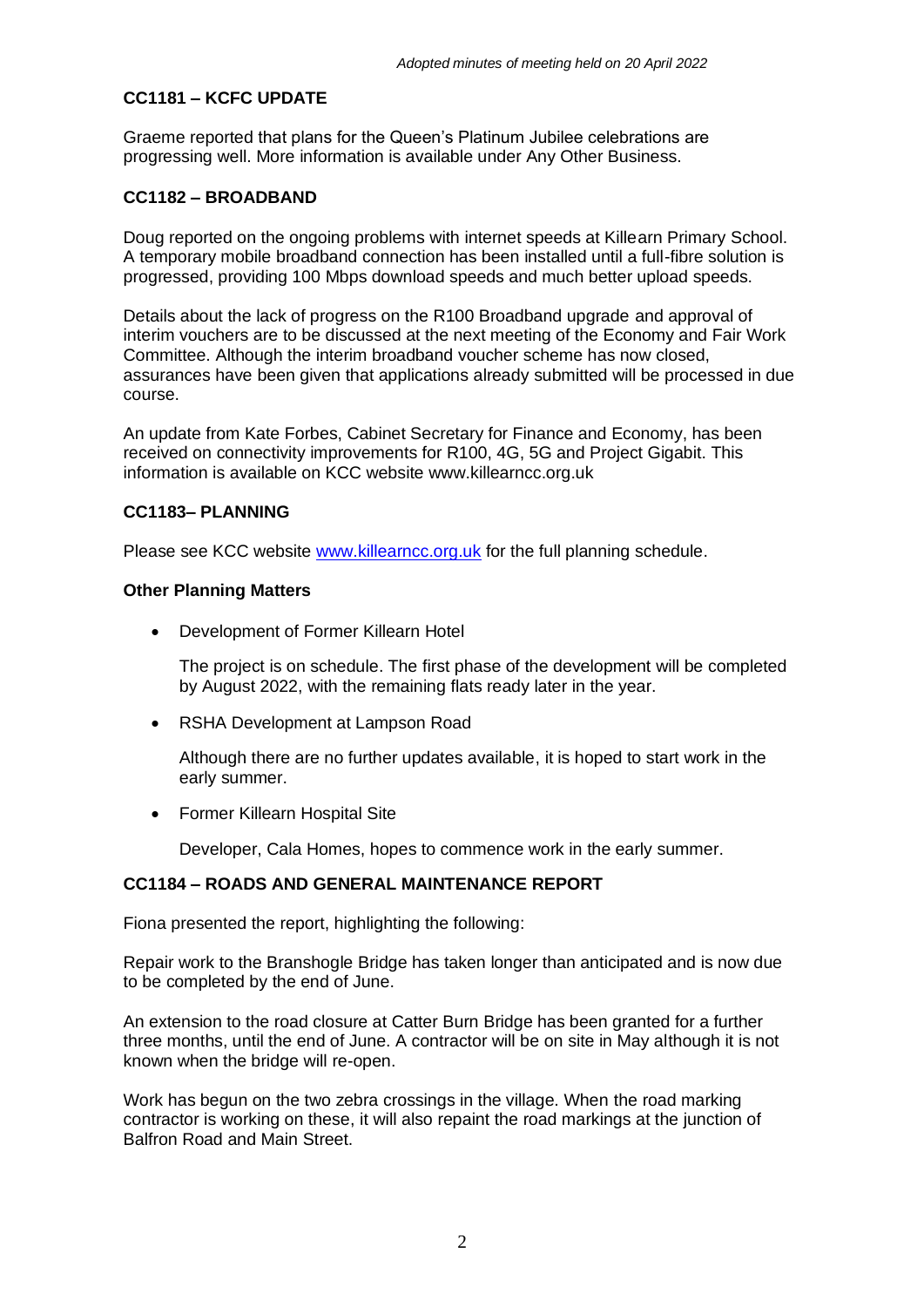### CC1181 – KCFC UPDATE

Graeme reported that plans for the Queen's Platinum Jubilee celebrations are progressing well. More information is available under Any Other Business.

### CC1182 – BROADBAND

Doug reported on the ongoing problems with internet speeds at Killearn Primary School. A temporary mobile broadband connection has been installed until a full-fibre solution is progressed, providing 100 Mbps download speeds and much better upload speeds.

Details about the lack of progress on the R100 Broadband upgrade and approval of interim vouchers are to be discussed at the next meeting of the Economy and Fair Work Committee. Although the interim broadband voucher scheme has now closed, assurances have been given that applications already submitted will be processed in due course.

An update from Kate Forbes, Cabinet Secretary for Finance and Economy, has been received on connectivity improvements for R100, 4G, 5G and Project Gigabit. This information is available on KCC website www.killearncc.org.uk

### CC1183– PLANNING

Please see KCC website [www.killearncc.org.uk](www.killearncc.org.uk) for the full planning schedule.

**Other Planning Matters**

- Development of Former Killearn Hotel

  The project is on schedule. The first phase of the development will be completed by August 2022, with the remaining flats ready later in the year.

- RSHA Development at Lampson Road

  Although there are no further updates available, it is hoped to start work in the early summer.

- Former Killearn Hospital Site

  Developer, Cala Homes, hopes to commence work in the early summer.

### CC1184 – ROADS AND GENERAL MAINTENANCE REPORT

Fiona presented the report, highlighting the following:

Repair work to the Branshogle Bridge has taken longer than anticipated and is now due to be completed by the end of June.

An extension to the road closure at Catter Burn Bridge has been granted for a further three months, until the end of June. A contractor will be on site in May although it is not known when the bridge will re-open.

Work has begun on the two zebra crossings in the village. When the road marking contractor is working on these, it will also repaint the road markings at the junction of Balfron Road and Main Street.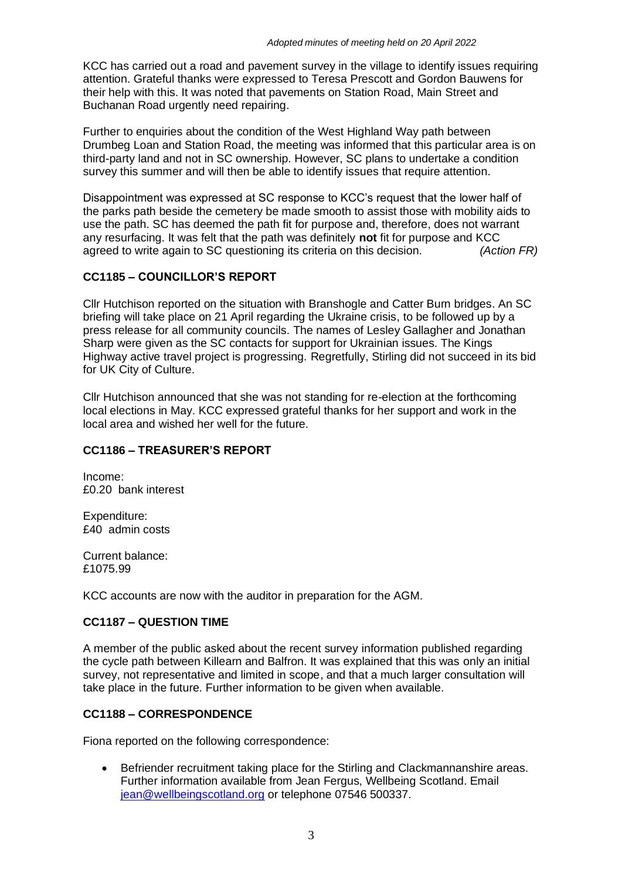KCC has carried out a road and pavement survey in the village to identify issues requiring attention. Grateful thanks were expressed to Teresa Prescott and Gordon Bauwens for their help with this. It was noted that pavements on Station Road, Main Street and Buchanan Road urgently need repairing.

Further to enquiries about the condition of the West Highland Way path between Drumbeg Loan and Station Road, the meeting was informed that this particular area is on third-party land and not in SC ownership. However, SC plans to undertake a condition survey this summer and will then be able to identify issues that require attention.

Disappointment was expressed at SC response to KCC's request that the lower half of the parks path beside the cemetery be made smooth to assist those with mobility aids to use the path. SC has deemed the path fit for purpose and, therefore, does not warrant any resurfacing. It was felt that the path was definitely **not** fit for purpose and KCC agreed to write again to SC questioning its criteria on this decision. *(Action FR)*

### CC1185 – COUNCILLOR'S REPORT

Cllr Hutchison reported on the situation with Branshogle and Catter Burn bridges. An SC briefing will take place on 21 April regarding the Ukraine crisis, to be followed up by a press release for all community councils. The names of Lesley Gallagher and Jonathan Sharp were given as the SC contacts for support for Ukrainian issues. The Kings Highway active travel project is progressing. Regretfully, Stirling did not succeed in its bid for UK City of Culture.

Cllr Hutchison announced that she was not standing for re-election at the forthcoming local elections in May. KCC expressed grateful thanks for her support and work in the local area and wished her well for the future.

### CC1186 – TREASURER'S REPORT

Income:
£0.20 bank interest

Expenditure:
£40 admin costs

Current balance:
£1075.99

KCC accounts are now with the auditor in preparation for the AGM.

### CC1187 – QUESTION TIME

A member of the public asked about the recent survey information published regarding the cycle path between Killearn and Balfron. It was explained that this was only an initial survey, not representative and limited in scope, and that a much larger consultation will take place in the future. Further information to be given when available.

### CC1188 – CORRESPONDENCE

Fiona reported on the following correspondence:

- Befriender recruitment taking place for the Stirling and Clackmannanshire areas. Further information available from Jean Fergus, Wellbeing Scotland. Email [jean@wellbeingscotland.org](mailto:jean@wellbeingscotland.org) or telephone 07546 500337.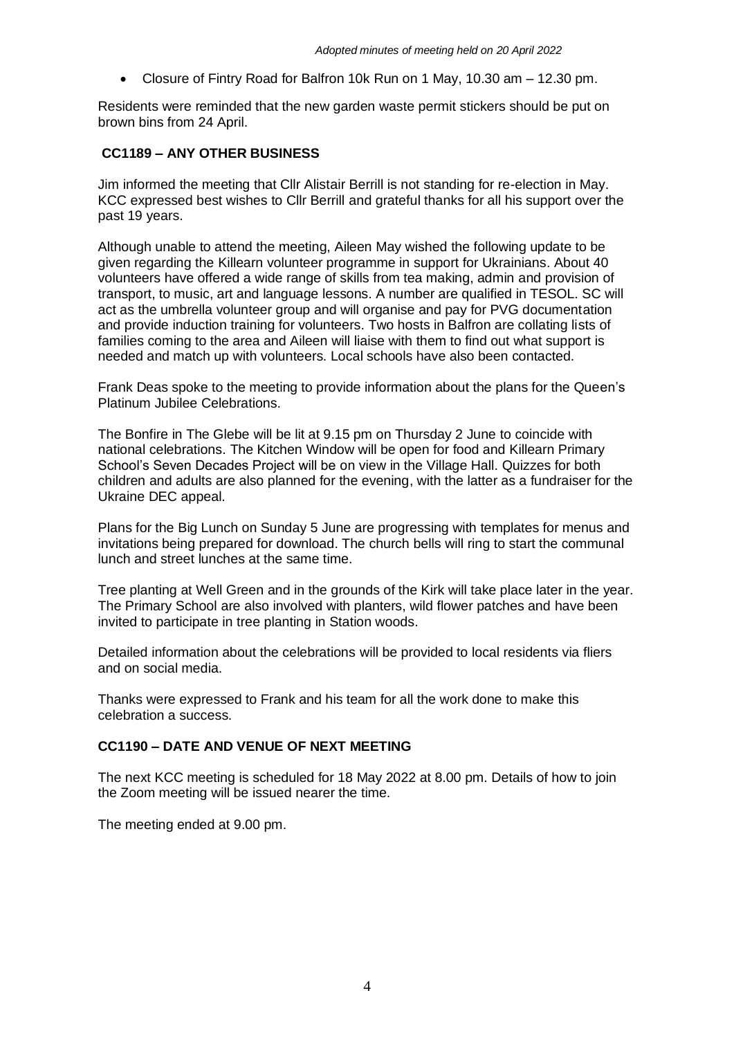- Closure of Fintry Road for Balfron 10k Run on 1 May, 10.30 am – 12.30 pm.

Residents were reminded that the new garden waste permit stickers should be put on brown bins from 24 April.

### CC1189 – ANY OTHER BUSINESS

Jim informed the meeting that Cllr Alistair Berrill is not standing for re-election in May. KCC expressed best wishes to Cllr Berrill and grateful thanks for all his support over the past 19 years.

Although unable to attend the meeting, Aileen May wished the following update to be given regarding the Killearn volunteer programme in support for Ukrainians. About 40 volunteers have offered a wide range of skills from tea making, admin and provision of transport, to music, art and language lessons. A number are qualified in TESOL. SC will act as the umbrella volunteer group and will organise and pay for PVG documentation and provide induction training for volunteers. Two hosts in Balfron are collating lists of families coming to the area and Aileen will liaise with them to find out what support is needed and match up with volunteers. Local schools have also been contacted.

Frank Deas spoke to the meeting to provide information about the plans for the Queen's Platinum Jubilee Celebrations.

The Bonfire in The Glebe will be lit at 9.15 pm on Thursday 2 June to coincide with national celebrations. The Kitchen Window will be open for food and Killearn Primary School's Seven Decades Project will be on view in the Village Hall. Quizzes for both children and adults are also planned for the evening, with the latter as a fundraiser for the Ukraine DEC appeal.

Plans for the Big Lunch on Sunday 5 June are progressing with templates for menus and invitations being prepared for download. The church bells will ring to start the communal lunch and street lunches at the same time.

Tree planting at Well Green and in the grounds of the Kirk will take place later in the year. The Primary School are also involved with planters, wild flower patches and have been invited to participate in tree planting in Station woods.

Detailed information about the celebrations will be provided to local residents via fliers and on social media.

Thanks were expressed to Frank and his team for all the work done to make this celebration a success.

### CC1190 – DATE AND VENUE OF NEXT MEETING

The next KCC meeting is scheduled for 18 May 2022 at 8.00 pm. Details of how to join the Zoom meeting will be issued nearer the time.

The meeting ended at 9.00 pm.